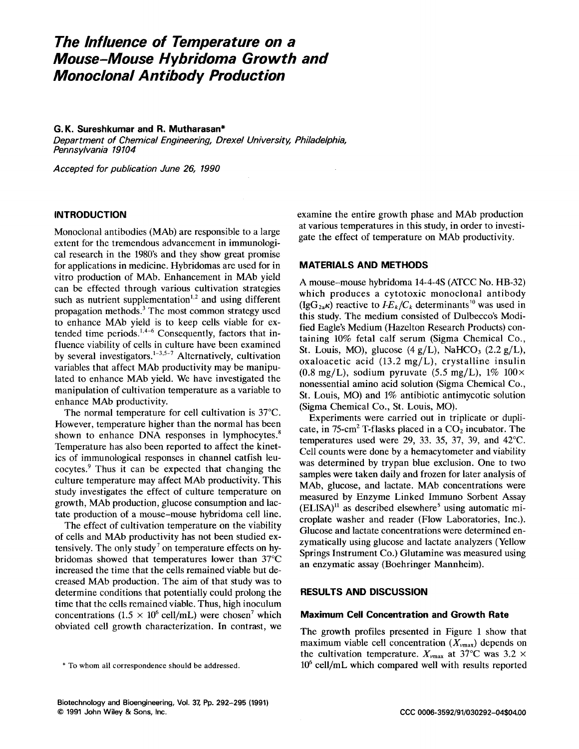# The Influence of Temperature on a Mouse–Mouse Hybridoma Growth and Monoclonal Antibody Production

**G. K. Sureshkumar and R. Mutharasan***

*Department of Chemical Engineering, Drexel University, Philadelphia, Pennsylvania 19104*

*Accepted for publication June 26, 1990*

## INTRODUCTION

Monoclonal antibodies (MAb) are responsible to a large extent for the tremendous advancement in immunological research in the 1980's and they show great promise for applications in medicine. Hybridomas are used for in vitro production of MAb. Enhancement in MAb yield can be effected through various cultivation strategies such as nutrient supplementation[1,2] and using different propagation methods.[3] The most common strategy used to enhance MAb yield is to keep cells viable for extended time periods.[1,4–6] Consequently, factors that influence viability of cells in culture have been examined by several investigators.[1–3,5–7] Alternatively, cultivation variables that affect MAb productivity may be manipulated to enhance MAb yield. We have investigated the manipulation of cultivation temperature as a variable to enhance MAb productivity.

The normal temperature for cell cultivation is 37°C. However, temperature higher than the normal has been shown to enhance DNA responses in lymphocytes.[8] Temperature has also been reported to affect the kinetics of immunological responses in channel catfish leucocytes.[9] Thus it can be expected that changing the culture temperature may affect MAb productivity. This study investigates the effect of culture temperature on growth, MAb production, glucose consumption and lactate production of a mouse–mouse hybridoma cell line.

The effect of cultivation temperature on the viability of cells and MAb productivity has not been studied extensively. The only study[7] on temperature effects on hybridomas showed that temperatures lower than 37°C increased the time that the cells remained viable but decreased MAb production. The aim of that study was to determine conditions that potentially could prolong the time that the cells remained viable. Thus, high inoculum concentrations ($1.5 \times 10^6$ cell/mL) were chosen[7] which obviated cell growth characterization. In contrast, we examine the entire growth phase and MAb production at various temperatures in this study, in order to investigate the effect of temperature on MAb productivity.

## MATERIALS AND METHODS

A mouse–mouse hybridoma 14-4-4S (ATCC No. HB-32) which produces a cytotoxic monoclonal antibody ($IgG_{2a}\kappa$) reactive to $I\text{-}E_k/C_k$ determinants[10] was used in this study. The medium consisted of Dulbecco's Modified Eagle's Medium (Hazelton Research Products) containing 10% fetal calf serum (Sigma Chemical Co., St. Louis, MO), glucose (4 g/L), $NaHCO_3$ (2.2 g/L), oxaloacetic acid (13.2 mg/L), crystalline insulin (0.8 mg/L), sodium pyruvate (5.5 mg/L), 1% 100× nonessential amino acid solution (Sigma Chemical Co., St. Louis, MO) and 1% antibiotic antimycotic solution (Sigma Chemical Co., St. Louis, MO).

Experiments were carried out in triplicate or duplicate, in 75-$cm^2$ T-flasks placed in a $CO_2$ incubator. The temperatures used were 29, 33. 35, 37, 39, and 42°C. Cell counts were done by a hemacytometer and viability was determined by trypan blue exclusion. One to two samples were taken daily and frozen for later analysis of MAb, glucose, and lactate. MAb concentrations were measured by Enzyme Linked Immuno Sorbent Assay (ELISA)[11] as described elsewhere[5] using automatic microplate washer and reader (Flow Laboratories, Inc.). Glucose and lactate concentrations were determined enzymatically using glucose and lactate analyzers (Yellow Springs Instrument Co.) Glutamine was measured using an enzymatic assay (Boehringer Mannheim).

## RESULTS AND DISCUSSION

### Maximum Cell Concentration and Growth Rate

The growth profiles presented in Figure 1 show that maximum viable cell concentration ($X_{vmax}$) depends on the cultivation temperature. $X_{vmax}$ at 37°C was $3.2 \times 10^6$ cell/mL which compared well with results reported

\* To whom all correspondence should be addressed.

Biotechnology and Bioengineering, Vol. 37, Pp. 292–295 (1991)
© 1991 John Wiley & Sons, Inc. CCC 0006-3592/91/030292-04$04.00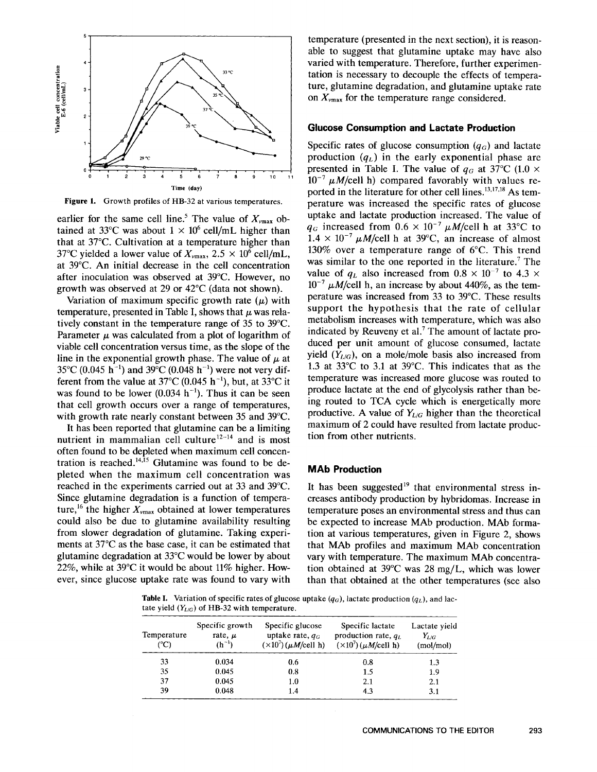Figure 1. Growth profiles of HB-32 at various temperatures.

earlier for the same cell line.[5] The value of $X_{vmax}$ obtained at 33°C was about $1 \times 10^6$ cell/mL higher than that at 37°C. Cultivation at a temperature higher than 37°C yielded a lower value of $X_{vmax}$, $2.5 \times 10^6$ cell/mL, at 39°C. An initial decrease in the cell concentration after inoculation was observed at 39°C. However, no growth was observed at 29 or 42°C (data not shown).

Variation of maximum specific growth rate ($\mu$) with temperature, presented in Table I, shows that $\mu$ was relatively constant in the temperature range of 35 to 39°C. Parameter $\mu$ was calculated from a plot of logarithm of viable cell concentration versus time, as the slope of the line in the exponential growth phase. The value of $\mu$ at 35°C (0.045 $h^{-1}$) and 39°C (0.048 $h^{-1}$) were not very different from the value at 37°C (0.045 $h^{-1}$), but, at 33°C it was found to be lower (0.034 $h^{-1}$). Thus it can be seen that cell growth occurs over a range of temperatures, with growth rate nearly constant between 35 and 39°C.

It has been reported that glutamine can be a limiting nutrient in mammalian cell culture[12–14] and is most often found to be depleted when maximum cell concentration is reached.[14,15] Glutamine was found to be depleted when the maximum cell concentration was reached in the experiments carried out at 33 and 39°C. Since glutamine degradation is a function of temperature,[16] the higher $X_{vmax}$ obtained at lower temperatures could also be due to glutamine availability resulting from slower degradation of glutamine. Taking experiments at 37°C as the base case, it can be estimated that glutamine degradation at 33°C would be lower by about 22%, while at 39°C it would be about 11% higher. However, since glucose uptake rate was found to vary with temperature (presented in the next section), it is reasonable to suggest that glutamine uptake may have also varied with temperature. Therefore, further experimentation is necessary to decouple the effects of temperature, glutamine degradation, and glutamine uptake rate on $X_{vmax}$ for the temperature range considered.

## Glucose Consumption and Lactate Production

Specific rates of glucose consumption ($q_G$) and lactate production ($q_L$) in the early exponential phase are presented in Table I. The value of $q_G$ at 37°C ($1.0 \times 10^{-7}$ $\mu M$/cell h) compared favorably with values reported in the literature for other cell lines.[13,17,18] As temperature was increased the specific rates of glucose uptake and lactate production increased. The value of $q_G$ increased from $0.6 \times 10^{-7}$ $\mu M$/cell h at 33°C to $1.4 \times 10^{-7}$ $\mu M$/cell h at 39°C, an increase of almost 130% over a temperature range of 6°C. This trend was similar to the one reported in the literature.[7] The value of $q_L$ also increased from $0.8 \times 10^{-7}$ to $4.3 \times 10^{-7}$ $\mu M$/cell h, an increase by about 440%, as the temperature was increased from 33 to 39°C. These results support the hypothesis that the rate of cellular metabolism increases with temperature, which was also indicated by Reuveny et al.[7] The amount of lactate produced per unit amount of glucose consumed, lactate yield ($Y_{L/G}$), on a mole/mole basis also increased from 1.3 at 33°C to 3.1 at 39°C. This indicates that as the temperature was increased more glucose was routed to produce lactate at the end of glycolysis rather than being routed to TCA cycle which is energetically more productive. A value of $Y_{L/G}$ higher than the theoretical maximum of 2 could have resulted from lactate production from other nutrients.

## MAb Production

It has been suggested[19] that environmental stress increases antibody production by hybridomas. Increase in temperature poses an environmental stress and thus can be expected to increase MAb production. MAb formation at various temperatures, given in Figure 2, shows that MAb profiles and maximum MAb concentration vary with temperature. The maximum MAb concentration obtained at 39°C was 28 mg/L, which was lower than that obtained at the other temperatures (see also

Table I. Variation of specific rates of glucose uptake ($q_G$), lactate production ($q_L$), and lactate yield ($Y_{L/G}$) of HB-32 with temperature.

| Temperature (°C) | Specific growth rate, $\mu$ ($h^{-1}$) | Specific glucose uptake rate, $q_G$ ($\times 10^7$) ($\mu M$/cell h) | Specific lactate production rate, $q_L$ ($\times 10^7$) ($\mu M$/cell h) | Lactate yield $Y_{L/G}$ (mol/mol) |
|---|---|---|---|---|
| 33 | 0.034 | 0.6 | 0.8 | 1.3 |
| 35 | 0.045 | 0.8 | 1.5 | 1.9 |
| 37 | 0.045 | 1.0 | 2.1 | 2.1 |
| 39 | 0.048 | 1.4 | 4.3 | 3.1 |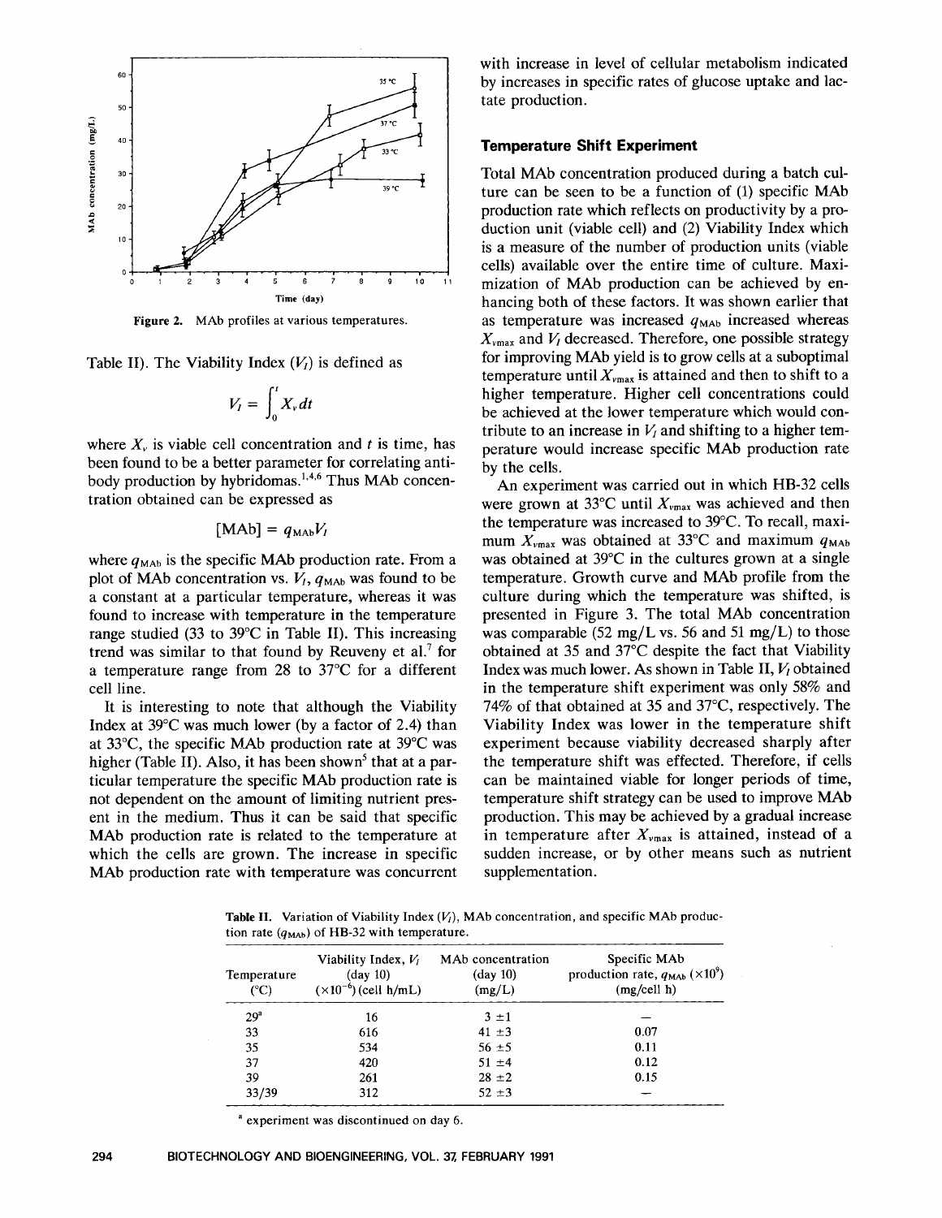Figure 2. MAb profiles at various temperatures.

Table II). The Viability Index ($V_I$) is defined as

$$V_I = \int_0^t X_v dt$$

where $X_v$ is viable cell concentration and $t$ is time, has been found to be a better parameter for correlating antibody production by hybridomas.[1,4,6] Thus MAb concentration obtained can be expressed as

$$[\text{MAb}] = q_{\text{MAb}} V_I$$

where $q_{\text{MAb}}$ is the specific MAb production rate. From a plot of MAb concentration vs. $V_I$, $q_{\text{MAb}}$ was found to be a constant at a particular temperature, whereas it was found to increase with temperature in the temperature range studied (33 to 39°C in Table II). This increasing trend was similar to that found by Reuveny et al.[7] for a temperature range from 28 to 37°C for a different cell line.

It is interesting to note that although the Viability Index at 39°C was much lower (by a factor of 2.4) than at 33°C, the specific MAb production rate at 39°C was higher (Table II). Also, it has been shown[5] that at a particular temperature the specific MAb production rate is not dependent on the amount of limiting nutrient present in the medium. Thus it can be said that specific MAb production rate is related to the temperature at which the cells are grown. The increase in specific MAb production rate with temperature was concurrent with increase in level of cellular metabolism indicated by increases in specific rates of glucose uptake and lactate production.

### Temperature Shift Experiment

Total MAb concentration produced during a batch culture can be seen to be a function of (1) specific MAb production rate which reflects on productivity by a production unit (viable cell) and (2) Viability Index which is a measure of the number of production units (viable cells) available over the entire time of culture. Maximization of MAb production can be achieved by enhancing both of these factors. It was shown earlier that as temperature was increased $q_{\text{MAb}}$ increased whereas $X_{v\text{max}}$ and $V_I$ decreased. Therefore, one possible strategy for improving MAb yield is to grow cells at a suboptimal temperature until $X_{v\text{max}}$ is attained and then to shift to a higher temperature. Higher cell concentrations could be achieved at the lower temperature which would contribute to an increase in $V_I$ and shifting to a higher temperature would increase specific MAb production rate by the cells.

An experiment was carried out in which HB-32 cells were grown at 33°C until $X_{v\text{max}}$ was achieved and then the temperature was increased to 39°C. To recall, maximum $X_{v\text{max}}$ was obtained at 33°C and maximum $q_{\text{MAb}}$ was obtained at 39°C in the cultures grown at a single temperature. Growth curve and MAb profile from the culture during which the temperature was shifted, is presented in Figure 3. The total MAb concentration was comparable (52 mg/L vs. 56 and 51 mg/L) to those obtained at 35 and 37°C despite the fact that Viability Index was much lower. As shown in Table II, $V_I$ obtained in the temperature shift experiment was only 58% and 74% of that obtained at 35 and 37°C, respectively. The Viability Index was lower in the temperature shift experiment because viability decreased sharply after the temperature shift was effected. Therefore, if cells can be maintained viable for longer periods of time, temperature shift strategy can be used to improve MAb production. This may be achieved by a gradual increase in temperature after $X_{v\text{max}}$ is attained, instead of a sudden increase, or by other means such as nutrient supplementation.

Table II. Variation of Viability Index ($V_I$), MAb concentration, and specific MAb production rate ($q_{\text{MAb}}$) of HB-32 with temperature.

| Temperature (°C) | Viability Index, $V_I$ (day 10) ($\times 10^{-6}$) (cell h/mL) | MAb concentration (day 10) (mg/L) | Specific MAb production rate, $q_{\text{MAb}}$ ($\times 10^9$) (mg/cell h) |
|---|---|---|---|
| 29[a] | 16 | 3 ±1 | — |
| 33 | 616 | 41 ±3 | 0.07 |
| 35 | 534 | 56 ±5 | 0.11 |
| 37 | 420 | 51 ±4 | 0.12 |
| 39 | 261 | 28 ±2 | 0.15 |
| 33/39 | 312 | 52 ±3 | — |

[a] experiment was discontinued on day 6.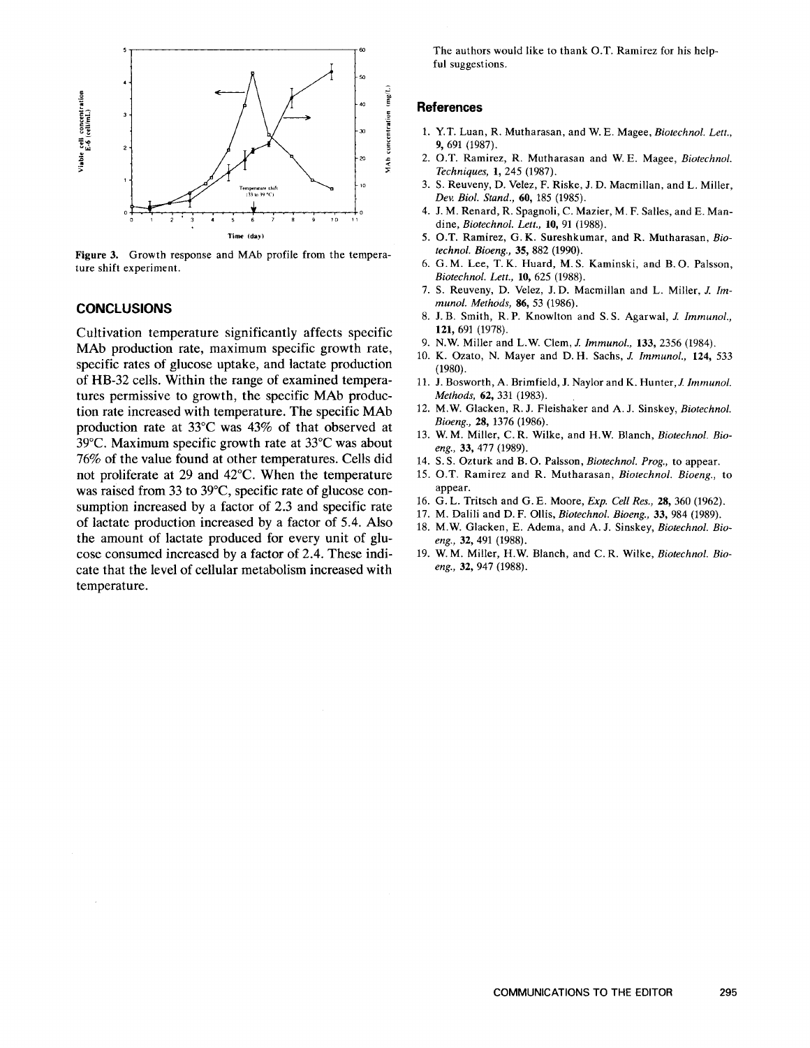Viable cell concentration E-6 (cell/mL)

MAb concentration (mg/L)

Temperature shift (33 to 39 °C)

Time (day)

Figure 3. Growth response and MAb profile from the temperature shift experiment.

## CONCLUSIONS

Cultivation temperature significantly affects specific MAb production rate, maximum specific growth rate, specific rates of glucose uptake, and lactate production of HB-32 cells. Within the range of examined temperatures permissive to growth, the specific MAb production rate increased with temperature. The specific MAb production rate at 33°C was 43% of that observed at 39°C. Maximum specific growth rate at 33°C was about 76% of the value found at other temperatures. Cells did not proliferate at 29 and 42°C. When the temperature was raised from 33 to 39°C, specific rate of glucose consumption increased by a factor of 2.3 and specific rate of lactate production increased by a factor of 5.4. Also the amount of lactate produced for every unit of glucose consumed increased by a factor of 2.4. These indicate that the level of cellular metabolism increased with temperature.

The authors would like to thank O.T. Ramirez for his helpful suggestions.

## References

1. Y.T. Luan, R. Mutharasan, and W. E. Magee, *Biotechnol. Lett.*, **9**, 691 (1987).
2. O.T. Ramirez, R. Mutharasan and W. E. Magee, *Biotechnol. Techniques*, **1**, 245 (1987).
3. S. Reuveny, D. Velez, F. Riske, J. D. Macmillan, and L. Miller, *Dev. Biol. Stand.*, **60**, 185 (1985).
4. J. M. Renard, R. Spagnoli, C. Mazier, M. F. Salles, and E. Mandine, *Biotechnol. Lett.*, **10**, 91 (1988).
5. O.T. Ramirez, G.K. Sureshkumar, and R. Mutharasan, *Biotechnol. Bioeng.*, **35**, 882 (1990).
6. G.M. Lee, T.K. Huard, M.S. Kaminski, and B.O. Palsson, *Biotechnol. Lett.*, **10**, 625 (1988).
7. S. Reuveny, D. Velez, J.D. Macmillan and L. Miller, *J. Immunol. Methods*, **86**, 53 (1986).
8. J.B. Smith, R.P. Knowlton and S.S. Agarwal, *J. Immunol.*, **121**, 691 (1978).
9. N.W. Miller and L.W. Clem, *J. Immunol.*, **133**, 2356 (1984).
10. K. Ozato, N. Mayer and D.H. Sachs, *J. Immunol.*, **124**, 533 (1980).
11. J. Bosworth, A. Brimfield, J. Naylor and K. Hunter, *J. Immunol. Methods*, **62**, 331 (1983).
12. M.W. Glacken, R.J. Fleishaker and A.J. Sinskey, *Biotechnol. Bioeng.*, **28**, 1376 (1986).
13. W.M. Miller, C.R. Wilke, and H.W. Blanch, *Biotechnol. Bioeng.*, **33**, 477 (1989).
14. S.S. Ozturk and B.O. Palsson, *Biotechnol. Prog.*, to appear.
15. O.T. Ramirez and R. Mutharasan, *Biotechnol. Bioeng.*, to appear.
16. G.L. Tritsch and G.E. Moore, *Exp. Cell Res.*, **28**, 360 (1962).
17. M. Dalili and D.F. Ollis, *Biotechnol. Bioeng.*, **33**, 984 (1989).
18. M.W. Glacken, E. Adema, and A.J. Sinskey, *Biotechnol. Bioeng.*, **32**, 491 (1988).
19. W.M. Miller, H.W. Blanch, and C.R. Wilke, *Biotechnol. Bioeng.*, **32**, 947 (1988).